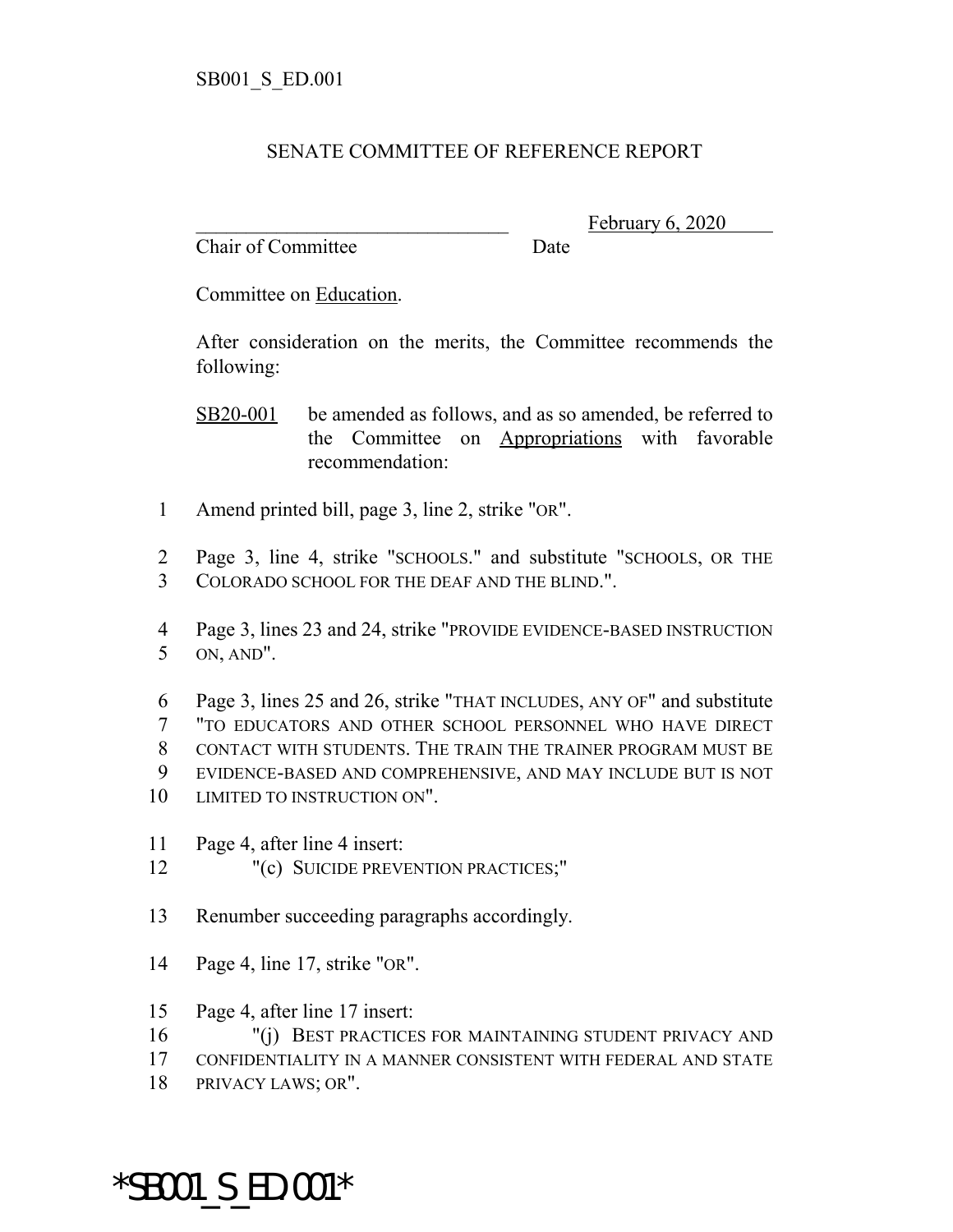SB001_S_ED.001

# SENATE COMMITTEE OF REFERENCE REPORT

_______________________________ February 6, 2020
Chair of Committee Date

Committee on Education.

After consideration on the merits, the Committee recommends the following:

SB20-001 be amended as follows, and as so amended, be referred to the Committee on Appropriations with favorable recommendation:

1 Amend printed bill, page 3, line 2, strike "OR".

2 Page 3, line 4, strike "SCHOOLS." and substitute "SCHOOLS, OR THE
3 COLORADO SCHOOL FOR THE DEAF AND THE BLIND.".

4 Page 3, lines 23 and 24, strike "PROVIDE EVIDENCE-BASED INSTRUCTION
5 ON, AND".

6 Page 3, lines 25 and 26, strike "THAT INCLUDES, ANY OF" and substitute
7 "TO EDUCATORS AND OTHER SCHOOL PERSONNEL WHO HAVE DIRECT
8 CONTACT WITH STUDENTS. THE TRAIN THE TRAINER PROGRAM MUST BE
9 EVIDENCE-BASED AND COMPREHENSIVE, AND MAY INCLUDE BUT IS NOT
10 LIMITED TO INSTRUCTION ON".

11 Page 4, after line 4 insert:
12 "(c) SUICIDE PREVENTION PRACTICES;"

13 Renumber succeeding paragraphs accordingly.

14 Page 4, line 17, strike "OR".

15 Page 4, after line 17 insert:
16 "(j) BEST PRACTICES FOR MAINTAINING STUDENT PRIVACY AND
17 CONFIDENTIALITY IN A MANNER CONSISTENT WITH FEDERAL AND STATE
18 PRIVACY LAWS; OR".

*SB001_S_ED.001*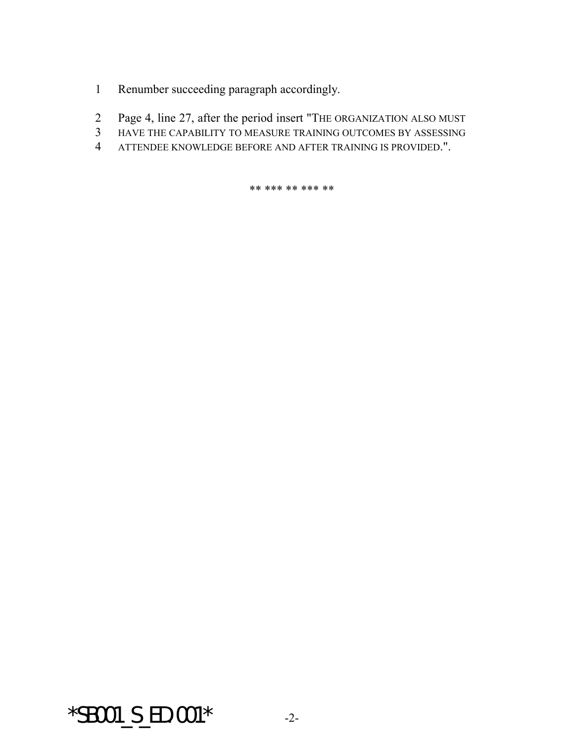1 Renumber succeeding paragraph accordingly.

2 Page 4, line 27, after the period insert "THE ORGANIZATION ALSO MUST
3 HAVE THE CAPABILITY TO MEASURE TRAINING OUTCOMES BY ASSESSING
4 ATTENDEE KNOWLEDGE BEFORE AND AFTER TRAINING IS PROVIDED.".

** *** ** *** **

*SB001_S_ED.001*